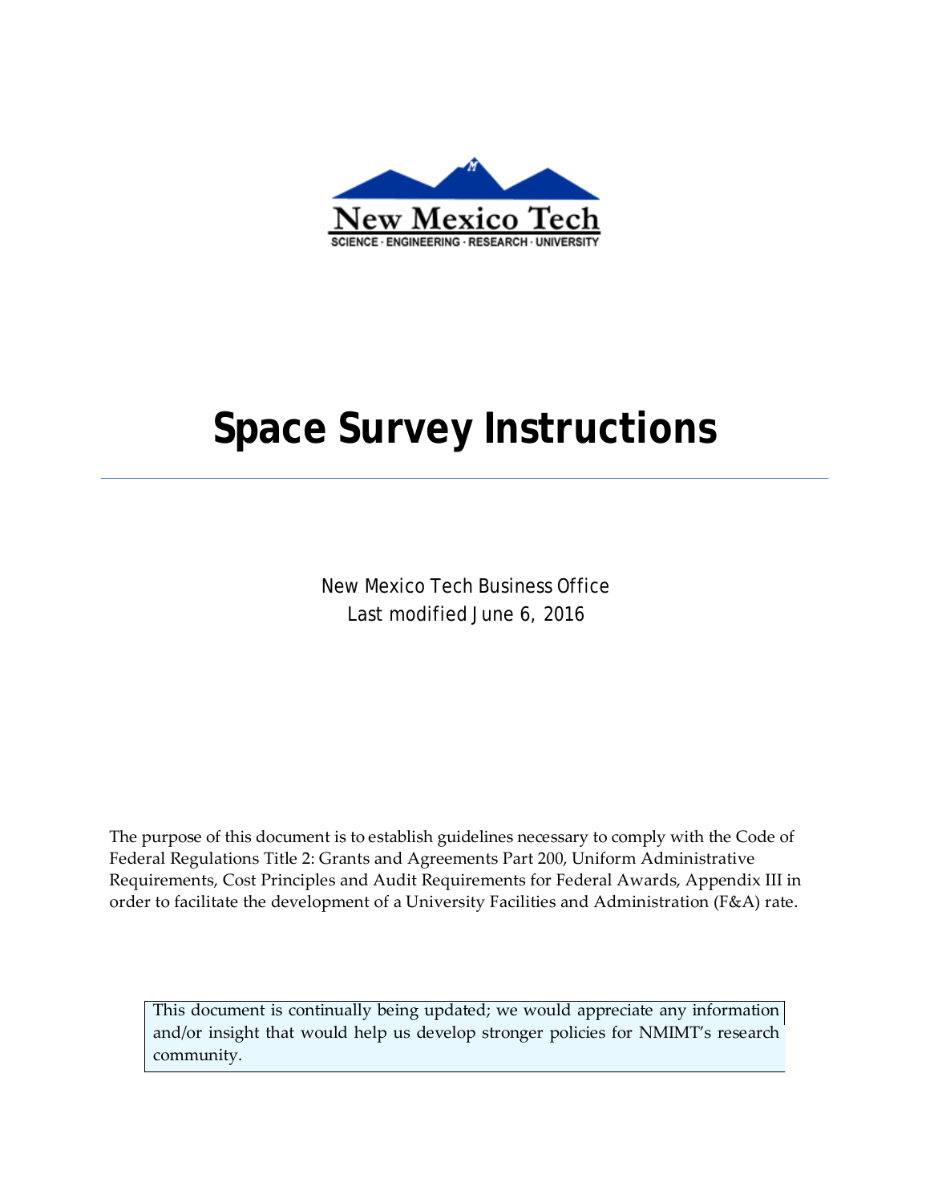New Mexico Tech

SCIENCE · ENGINEERING · RESEARCH · UNIVERSITY

# Space Survey Instructions

New Mexico Tech Business Office
Last modified June 6, 2016

The purpose of this document is to establish guidelines necessary to comply with the Code of Federal Regulations Title 2: Grants and Agreements Part 200, Uniform Administrative Requirements, Cost Principles and Audit Requirements for Federal Awards, Appendix III in order to facilitate the development of a University Facilities and Administration (F&A) rate.

> This document is continually being updated; we would appreciate any information and/or insight that would help us develop stronger policies for NMIMT's research community.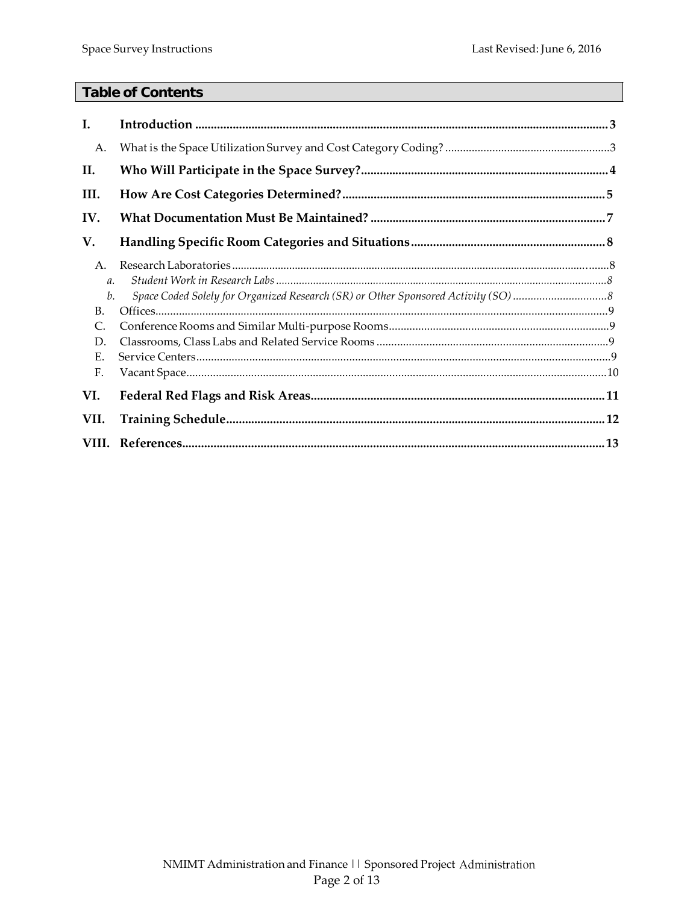## Table of Contents

- **I. Introduction** ..... **3**
  - A. What is the Space Utilization Survey and Cost Category Coding? ..... 3
- **II. Who Will Participate in the Space Survey?** ..... **4**
- **III. How Are Cost Categories Determined?** ..... **5**
- **IV. What Documentation Must Be Maintained?** ..... **7**
- **V. Handling Specific Room Categories and Situations** ..... **8**
  - A. Research Laboratories ..... 8
    - a. *Student Work in Research Labs* ..... *8*
    - b. *Space Coded Solely for Organized Research (SR) or Other Sponsored Activity (SO)* ..... *8*
  - B. Offices ..... 9
  - C. Conference Rooms and Similar Multi-purpose Rooms ..... 9
  - D. Classrooms, Class Labs and Related Service Rooms ..... 9
  - E. Service Centers ..... 9
  - F. Vacant Space ..... 10
- **VI. Federal Red Flags and Risk Areas** ..... **11**
- **VII. Training Schedule** ..... **12**
- **VIII. References** ..... **13**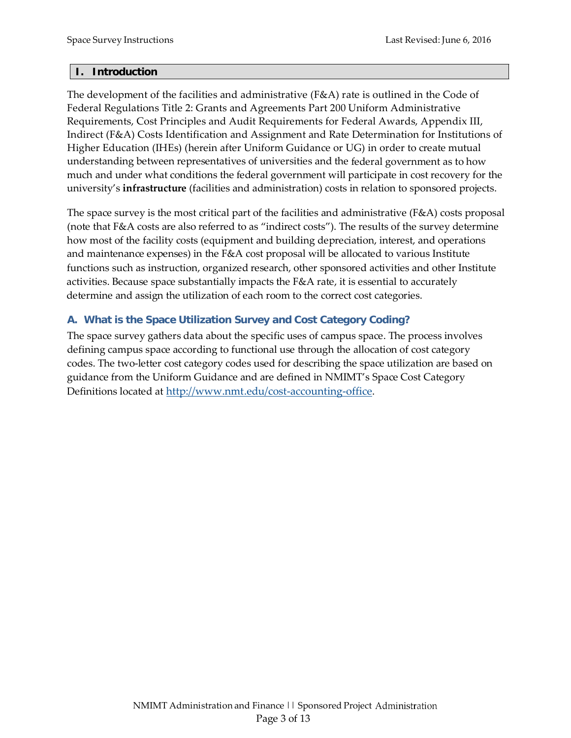## I. Introduction

The development of the facilities and administrative (F&A) rate is outlined in the Code of Federal Regulations Title 2: Grants and Agreements Part 200 Uniform Administrative Requirements, Cost Principles and Audit Requirements for Federal Awards, Appendix III, Indirect (F&A) Costs Identification and Assignment and Rate Determination for Institutions of Higher Education (IHEs) (herein after Uniform Guidance or UG) in order to create mutual understanding between representatives of universities and the federal government as to how much and under what conditions the federal government will participate in cost recovery for the university's **infrastructure** (facilities and administration) costs in relation to sponsored projects.

The space survey is the most critical part of the facilities and administrative (F&A) costs proposal (note that F&A costs are also referred to as "indirect costs"). The results of the survey determine how most of the facility costs (equipment and building depreciation, interest, and operations and maintenance expenses) in the F&A cost proposal will be allocated to various Institute functions such as instruction, organized research, other sponsored activities and other Institute activities. Because space substantially impacts the F&A rate, it is essential to accurately determine and assign the utilization of each room to the correct cost categories.

### A. What is the Space Utilization Survey and Cost Category Coding?

The space survey gathers data about the specific uses of campus space. The process involves defining campus space according to functional use through the allocation of cost category codes. The two-letter cost category codes used for describing the space utilization are based on guidance from the Uniform Guidance and are defined in NMIMT's Space Cost Category Definitions located at [http://www.nmt.edu/cost-accounting-office](http://www.nmt.edu/cost-accounting-office).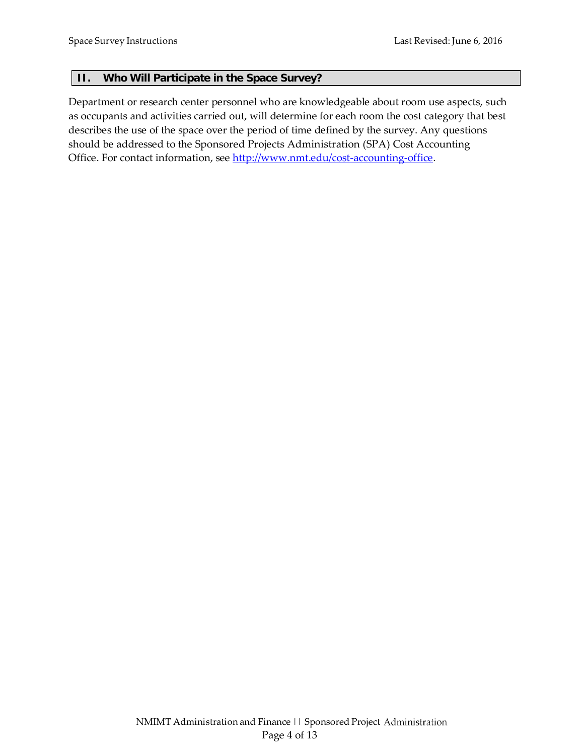## II. Who Will Participate in the Space Survey?

Department or research center personnel who are knowledgeable about room use aspects, such as occupants and activities carried out, will determine for each room the cost category that best describes the use of the space over the period of time defined by the survey. Any questions should be addressed to the Sponsored Projects Administration (SPA) Cost Accounting Office. For contact information, see [http://www.nmt.edu/cost-accounting-office](http://www.nmt.edu/cost-accounting-office).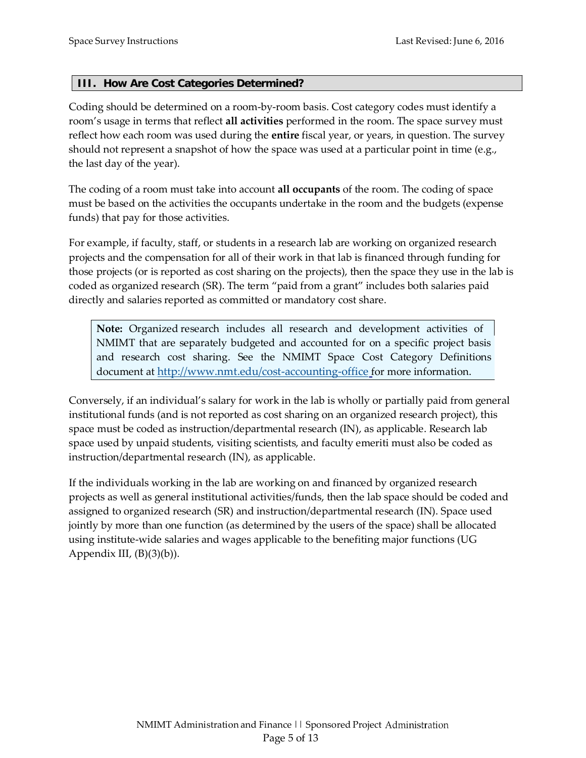## III. How Are Cost Categories Determined?

Coding should be determined on a room-by-room basis. Cost category codes must identify a room's usage in terms that reflect **all activities** performed in the room. The space survey must reflect how each room was used during the **entire** fiscal year, or years, in question. The survey should not represent a snapshot of how the space was used at a particular point in time (e.g., the last day of the year).

The coding of a room must take into account **all occupants** of the room. The coding of space must be based on the activities the occupants undertake in the room and the budgets (expense funds) that pay for those activities.

For example, if faculty, staff, or students in a research lab are working on organized research projects and the compensation for all of their work in that lab is financed through funding for those projects (or is reported as cost sharing on the projects), then the space they use in the lab is coded as organized research (SR). The term "paid from a grant" includes both salaries paid directly and salaries reported as committed or mandatory cost share.

> **Note:** Organized research includes all research and development activities of NMIMT that are separately budgeted and accounted for on a specific project basis and research cost sharing. See the NMIMT Space Cost Category Definitions document at [http://www.nmt.edu/cost-accounting-office](http://www.nmt.edu/cost-accounting-office) for more information.

Conversely, if an individual's salary for work in the lab is wholly or partially paid from general institutional funds (and is not reported as cost sharing on an organized research project), this space must be coded as instruction/departmental research (IN), as applicable. Research lab space used by unpaid students, visiting scientists, and faculty emeriti must also be coded as instruction/departmental research (IN), as applicable.

If the individuals working in the lab are working on and financed by organized research projects as well as general institutional activities/funds, then the lab space should be coded and assigned to organized research (SR) and instruction/departmental research (IN). Space used jointly by more than one function (as determined by the users of the space) shall be allocated using institute-wide salaries and wages applicable to the benefiting major functions (UG Appendix III, (B)(3)(b)).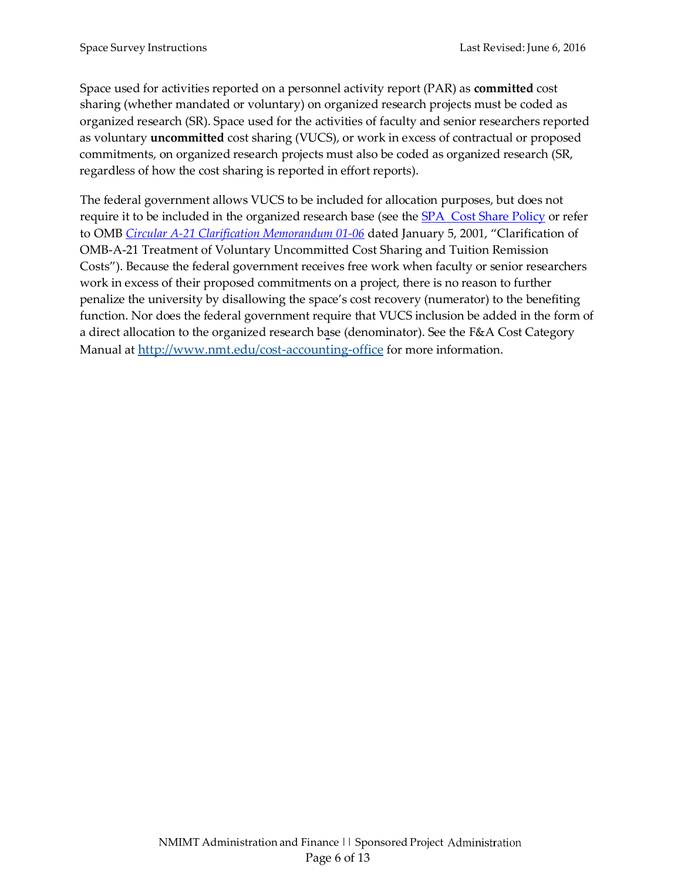Space used for activities reported on a personnel activity report (PAR) as **committed** cost sharing (whether mandated or voluntary) on organized research projects must be coded as organized research (SR). Space used for the activities of faculty and senior researchers reported as voluntary **uncommitted** cost sharing (VUCS), or work in excess of contractual or proposed commitments, on organized research projects must also be coded as organized research (SR, regardless of how the cost sharing is reported in effort reports).

The federal government allows VUCS to be included for allocation purposes, but does not require it to be included in the organized research base (see the [SPA  Cost Share Policy]() or refer to OMB *[Circular A-21 Clarification Memorandum 01-06]()* dated January 5, 2001, "Clarification of OMB-A-21 Treatment of Voluntary Uncommitted Cost Sharing and Tuition Remission Costs"). Because the federal government receives free work when faculty or senior researchers work in excess of their proposed commitments on a project, there is no reason to further penalize the university by disallowing the space's cost recovery (numerator) to the benefiting function. Nor does the federal government require that VUCS inclusion be added in the form of a direct allocation to the organized research base (denominator). See the F&A Cost Category Manual at [http://www.nmt.edu/cost-accounting-office](http://www.nmt.edu/cost-accounting-office) for more information.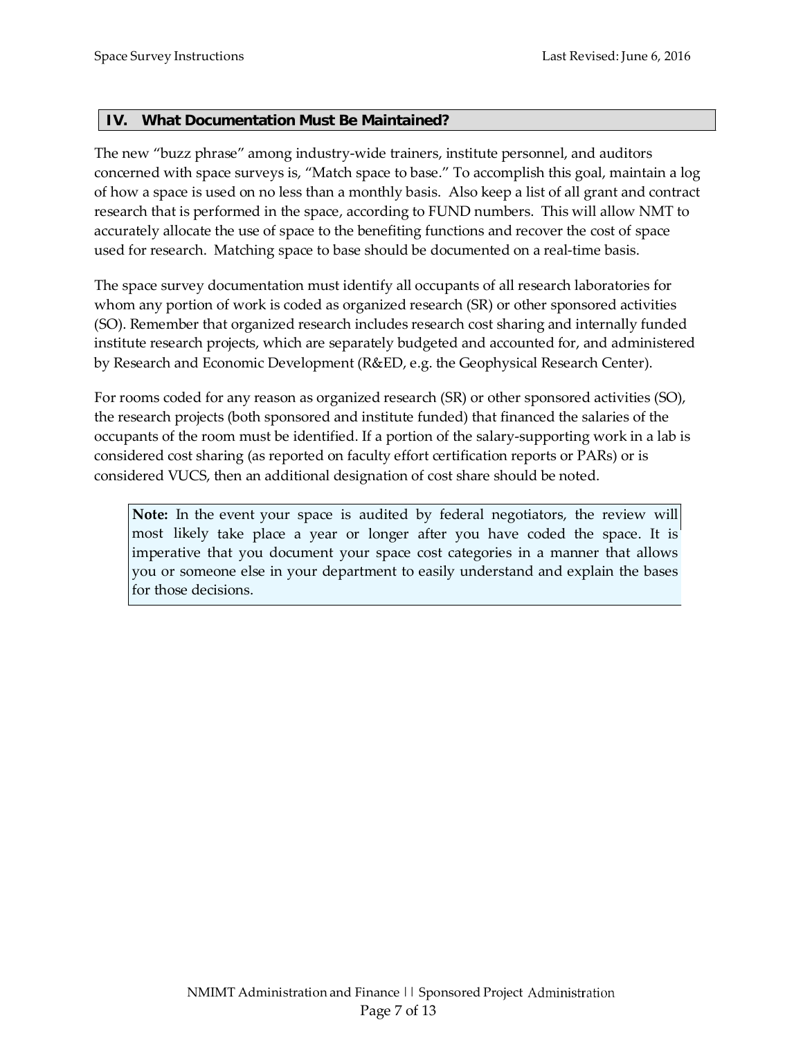## IV. What Documentation Must Be Maintained?

The new "buzz phrase" among industry-wide trainers, institute personnel, and auditors concerned with space surveys is, "Match space to base." To accomplish this goal, maintain a log of how a space is used on no less than a monthly basis. Also keep a list of all grant and contract research that is performed in the space, according to FUND numbers. This will allow NMT to accurately allocate the use of space to the benefiting functions and recover the cost of space used for research. Matching space to base should be documented on a real-time basis.

The space survey documentation must identify all occupants of all research laboratories for whom any portion of work is coded as organized research (SR) or other sponsored activities (SO). Remember that organized research includes research cost sharing and internally funded institute research projects, which are separately budgeted and accounted for, and administered by Research and Economic Development (R&ED, e.g. the Geophysical Research Center).

For rooms coded for any reason as organized research (SR) or other sponsored activities (SO), the research projects (both sponsored and institute funded) that financed the salaries of the occupants of the room must be identified. If a portion of the salary-supporting work in a lab is considered cost sharing (as reported on faculty effort certification reports or PARs) or is considered VUCS, then an additional designation of cost share should be noted.

> **Note:** In the event your space is audited by federal negotiators, the review will most likely take place a year or longer after you have coded the space. It is imperative that you document your space cost categories in a manner that allows you or someone else in your department to easily understand and explain the bases for those decisions.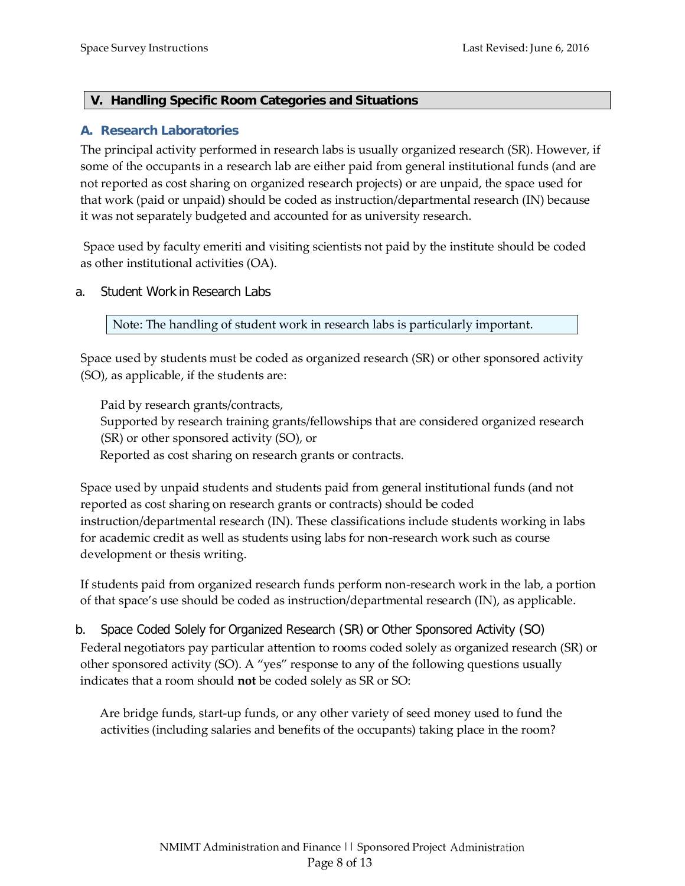## V. Handling Specific Room Categories and Situations

### A. Research Laboratories

The principal activity performed in research labs is usually organized research (SR). However, if some of the occupants in a research lab are either paid from general institutional funds (and are not reported as cost sharing on organized research projects) or are unpaid, the space used for that work (paid or unpaid) should be coded as instruction/departmental research (IN) because it was not separately budgeted and accounted for as university research.

Space used by faculty emeriti and visiting scientists not paid by the institute should be coded as other institutional activities (OA).

#### a. Student Work in Research Labs

> Note: The handling of student work in research labs is particularly important.

Space used by students must be coded as organized research (SR) or other sponsored activity (SO), as applicable, if the students are:

- Paid by research grants/contracts,
- Supported by research training grants/fellowships that are considered organized research (SR) or other sponsored activity (SO), or
- Reported as cost sharing on research grants or contracts.

Space used by unpaid students and students paid from general institutional funds (and not reported as cost sharing on research grants or contracts) should be coded instruction/departmental research (IN). These classifications include students working in labs for academic credit as well as students using labs for non-research work such as course development or thesis writing.

If students paid from organized research funds perform non-research work in the lab, a portion of that space's use should be coded as instruction/departmental research (IN), as applicable.

#### b. Space Coded Solely for Organized Research (SR) or Other Sponsored Activity (SO)

Federal negotiators pay particular attention to rooms coded solely as organized research (SR) or other sponsored activity (SO). A "yes" response to any of the following questions usually indicates that a room should **not** be coded solely as SR or SO:

- Are bridge funds, start-up funds, or any other variety of seed money used to fund the activities (including salaries and benefits of the occupants) taking place in the room?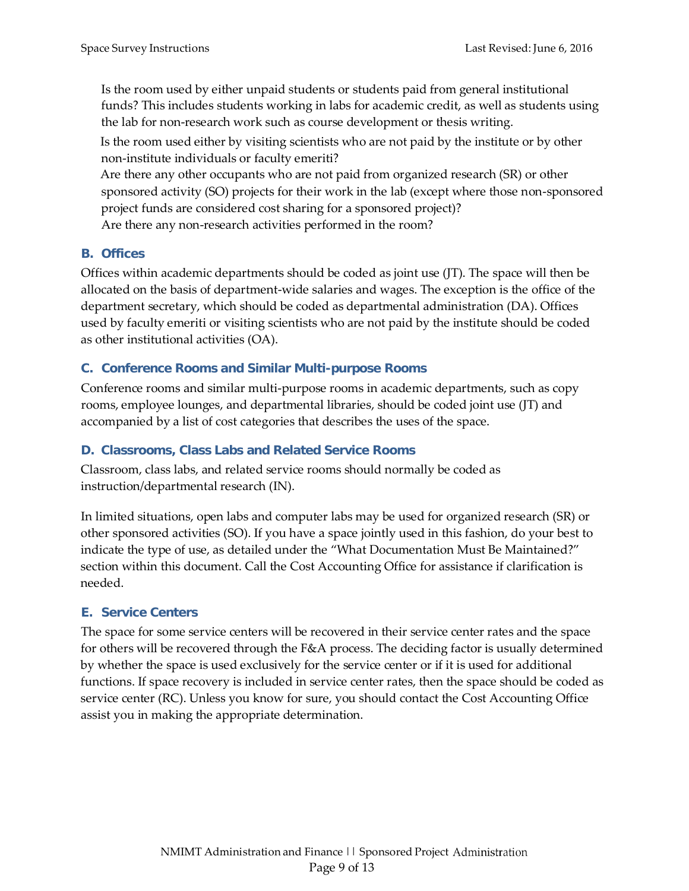Is the room used by either unpaid students or students paid from general institutional funds? This includes students working in labs for academic credit, as well as students using the lab for non-research work such as course development or thesis writing.

Is the room used either by visiting scientists who are not paid by the institute or by other non-institute individuals or faculty emeriti?

Are there any other occupants who are not paid from organized research (SR) or other sponsored activity (SO) projects for their work in the lab (except where those non-sponsored project funds are considered cost sharing for a sponsored project)?

Are there any non-research activities performed in the room?

### B. Offices

Offices within academic departments should be coded as joint use (JT). The space will then be allocated on the basis of department-wide salaries and wages. The exception is the office of the department secretary, which should be coded as departmental administration (DA). Offices used by faculty emeriti or visiting scientists who are not paid by the institute should be coded as other institutional activities (OA).

### C. Conference Rooms and Similar Multi-purpose Rooms

Conference rooms and similar multi-purpose rooms in academic departments, such as copy rooms, employee lounges, and departmental libraries, should be coded joint use (JT) and accompanied by a list of cost categories that describes the uses of the space.

### D. Classrooms, Class Labs and Related Service Rooms

Classroom, class labs, and related service rooms should normally be coded as instruction/departmental research (IN).

In limited situations, open labs and computer labs may be used for organized research (SR) or other sponsored activities (SO). If you have a space jointly used in this fashion, do your best to indicate the type of use, as detailed under the "What Documentation Must Be Maintained?" section within this document. Call the Cost Accounting Office for assistance if clarification is needed.

### E. Service Centers

The space for some service centers will be recovered in their service center rates and the space for others will be recovered through the F&A process. The deciding factor is usually determined by whether the space is used exclusively for the service center or if it is used for additional functions. If space recovery is included in service center rates, then the space should be coded as service center (RC). Unless you know for sure, you should contact the Cost Accounting Office assist you in making the appropriate determination.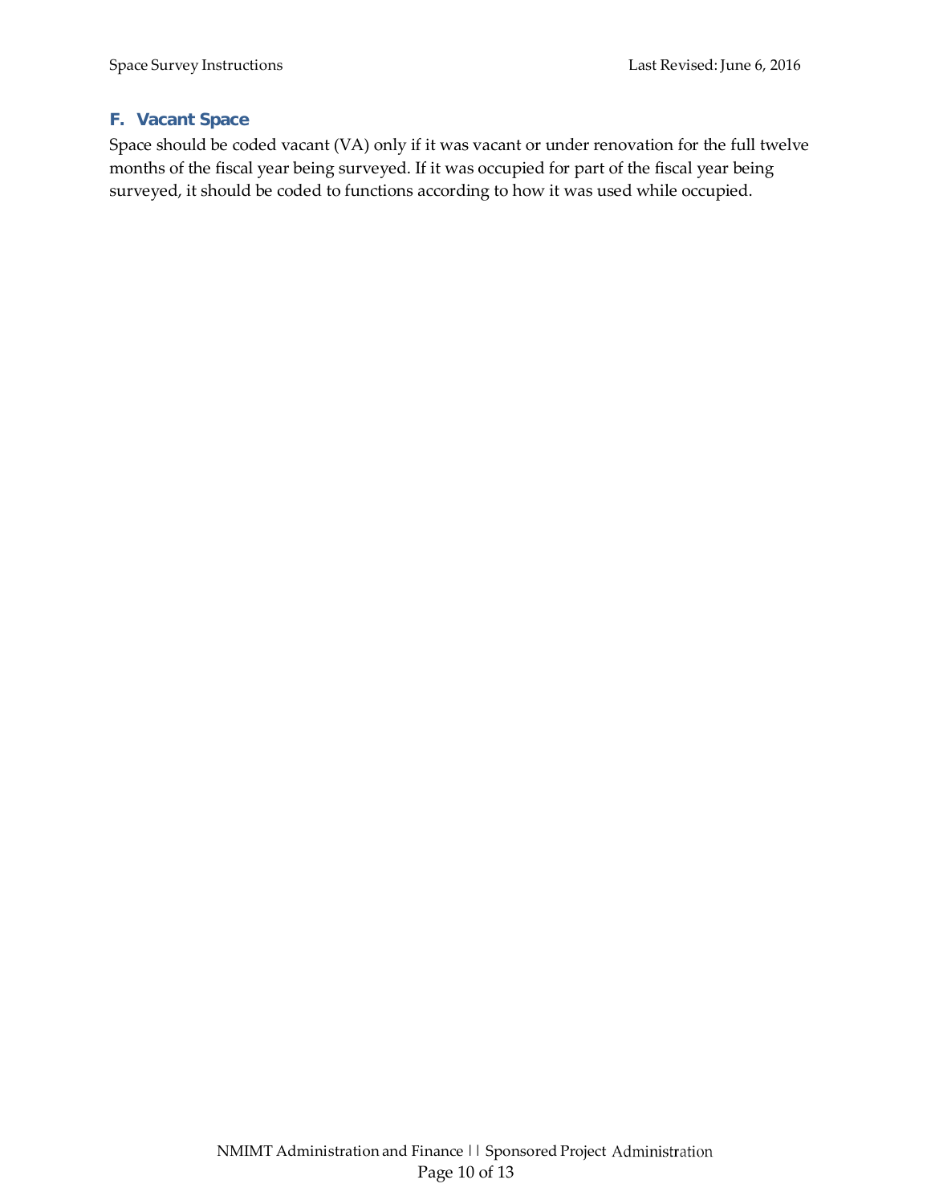## F. Vacant Space

Space should be coded vacant (VA) only if it was vacant or under renovation for the full twelve months of the fiscal year being surveyed. If it was occupied for part of the fiscal year being surveyed, it should be coded to functions according to how it was used while occupied.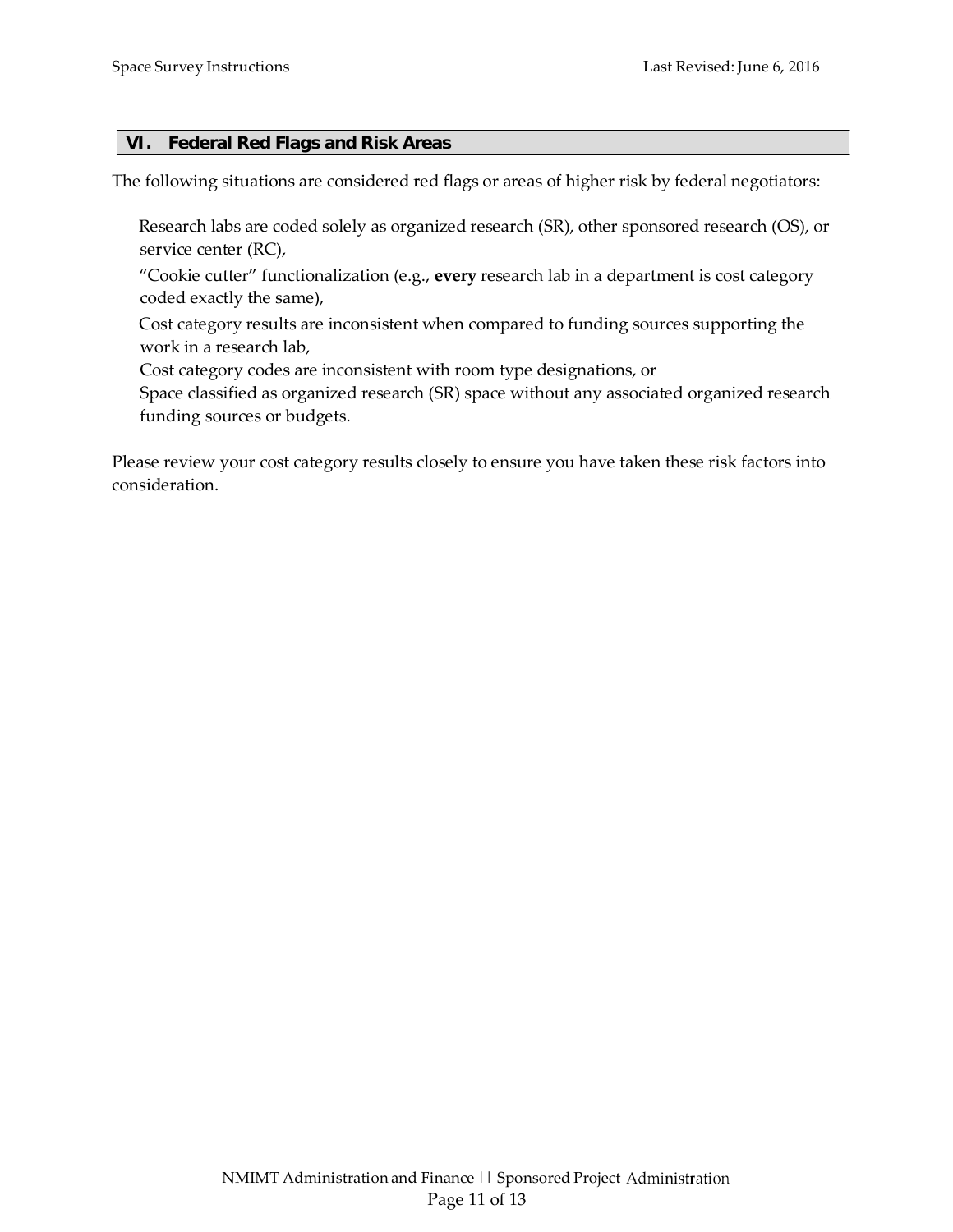## VI. Federal Red Flags and Risk Areas

The following situations are considered red flags or areas of higher risk by federal negotiators:

- Research labs are coded solely as organized research (SR), other sponsored research (OS), or service center (RC),
- "Cookie cutter" functionalization (e.g., **every** research lab in a department is cost category coded exactly the same),
- Cost category results are inconsistent when compared to funding sources supporting the work in a research lab,
- Cost category codes are inconsistent with room type designations, or
- Space classified as organized research (SR) space without any associated organized research funding sources or budgets.

Please review your cost category results closely to ensure you have taken these risk factors into consideration.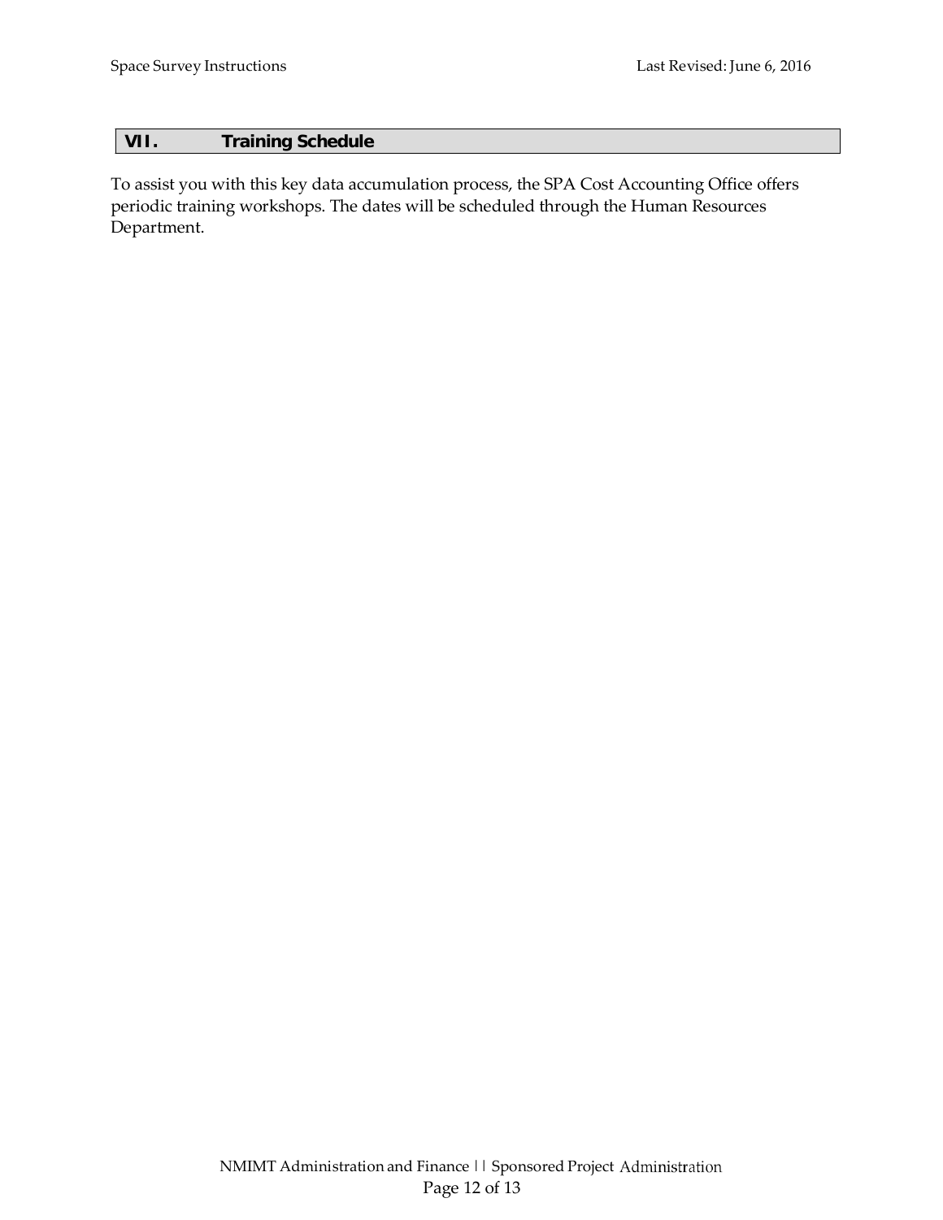## VII. Training Schedule

To assist you with this key data accumulation process, the SPA Cost Accounting Office offers periodic training workshops. The dates will be scheduled through the Human Resources Department.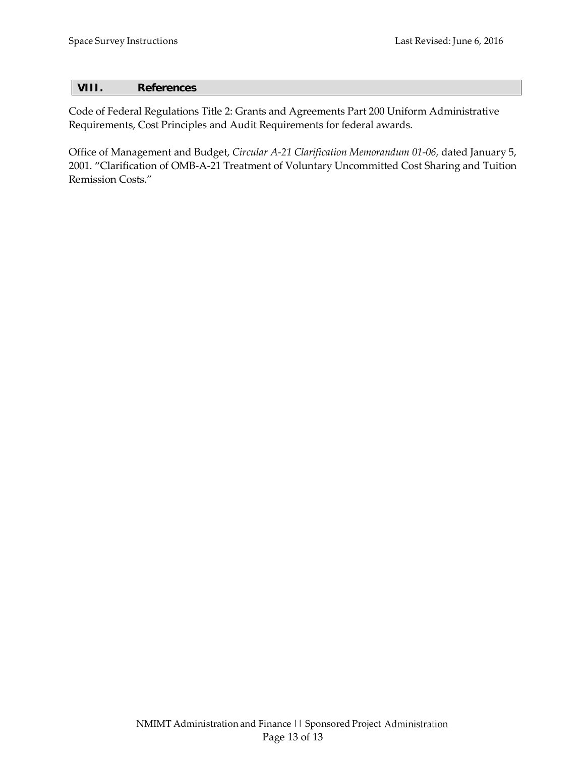## VIII. References

Code of Federal Regulations Title 2: Grants and Agreements Part 200 Uniform Administrative Requirements, Cost Principles and Audit Requirements for federal awards.

Office of Management and Budget, *Circular A-21 Clarification Memorandum 01-06*, dated January 5, 2001. "Clarification of OMB-A-21 Treatment of Voluntary Uncommitted Cost Sharing and Tuition Remission Costs."